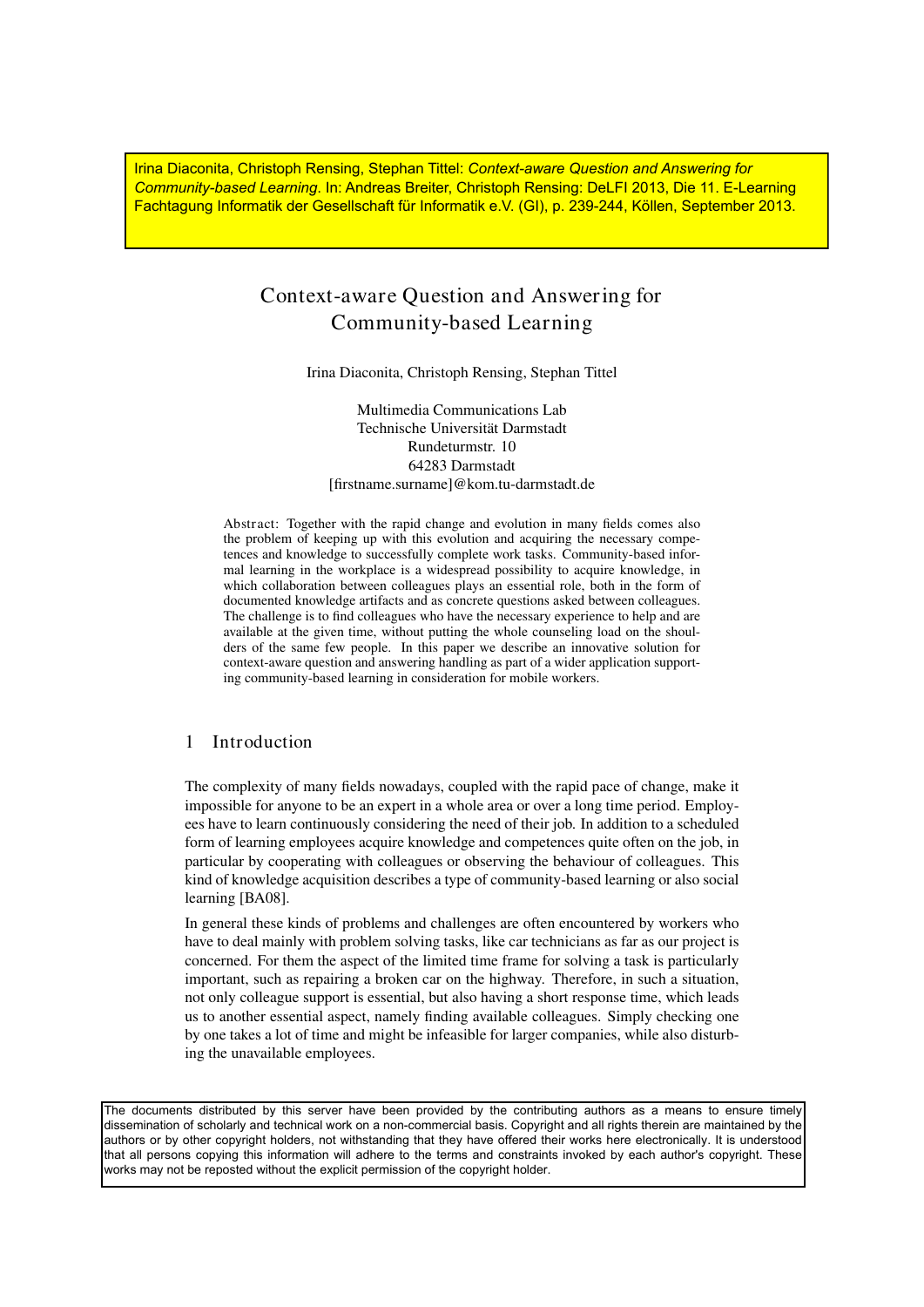Irina Diaconita, Christoph Rensing, Stephan Tittel: *Context-aware Question and Answering for Community-based Learning*. In: Andreas Breiter, Christoph Rensing: DeLFI 2013, Die 11. E-Learning Fachtagung Informatik der Gesellschaft für Informatik e.V. (GI), p. 239-244, Köllen, September 2013.

# Context-aware Question and Answering for Community-based Learning

Irina Diaconita, Christoph Rensing, Stephan Tittel

Multimedia Communications Lab
Technische Universität Darmstadt
Rundeturmstr. 10
64283 Darmstadt
[firstname.surname]@kom.tu-darmstadt.de

**Abstract:** Together with the rapid change and evolution in many fields comes also the problem of keeping up with this evolution and acquiring the necessary competences and knowledge to successfully complete work tasks. Community-based informal learning in the workplace is a widespread possibility to acquire knowledge, in which collaboration between colleagues plays an essential role, both in the form of documented knowledge artifacts and as concrete questions asked between colleagues. The challenge is to find colleagues who have the necessary experience to help and are available at the given time, without putting the whole counseling load on the shoulders of the same few people. In this paper we describe an innovative solution for context-aware question and answering handling as part of a wider application supporting community-based learning in consideration for mobile workers.

## 1 Introduction

The complexity of many fields nowadays, coupled with the rapid pace of change, make it impossible for anyone to be an expert in a whole area or over a long time period. Employees have to learn continuously considering the need of their job. In addition to a scheduled form of learning employees acquire knowledge and competences quite often on the job, in particular by cooperating with colleagues or observing the behaviour of colleagues. This kind of knowledge acquisition describes a type of community-based learning or also social learning [BA08].

In general these kinds of problems and challenges are often encountered by workers who have to deal mainly with problem solving tasks, like car technicians as far as our project is concerned. For them the aspect of the limited time frame for solving a task is particularly important, such as repairing a broken car on the highway. Therefore, in such a situation, not only colleague support is essential, but also having a short response time, which leads us to another essential aspect, namely finding available colleagues. Simply checking one by one takes a lot of time and might be infeasible for larger companies, while also disturbing the unavailable employees.

The documents distributed by this server have been provided by the contributing authors as a means to ensure timely dissemination of scholarly and technical work on a non-commercial basis. Copyright and all rights therein are maintained by the authors or by other copyright holders, not withstanding that they have offered their works here electronically. It is understood that all persons copying this information will adhere to the terms and constraints invoked by each author's copyright. These works may not be reposted without the explicit permission of the copyright holder.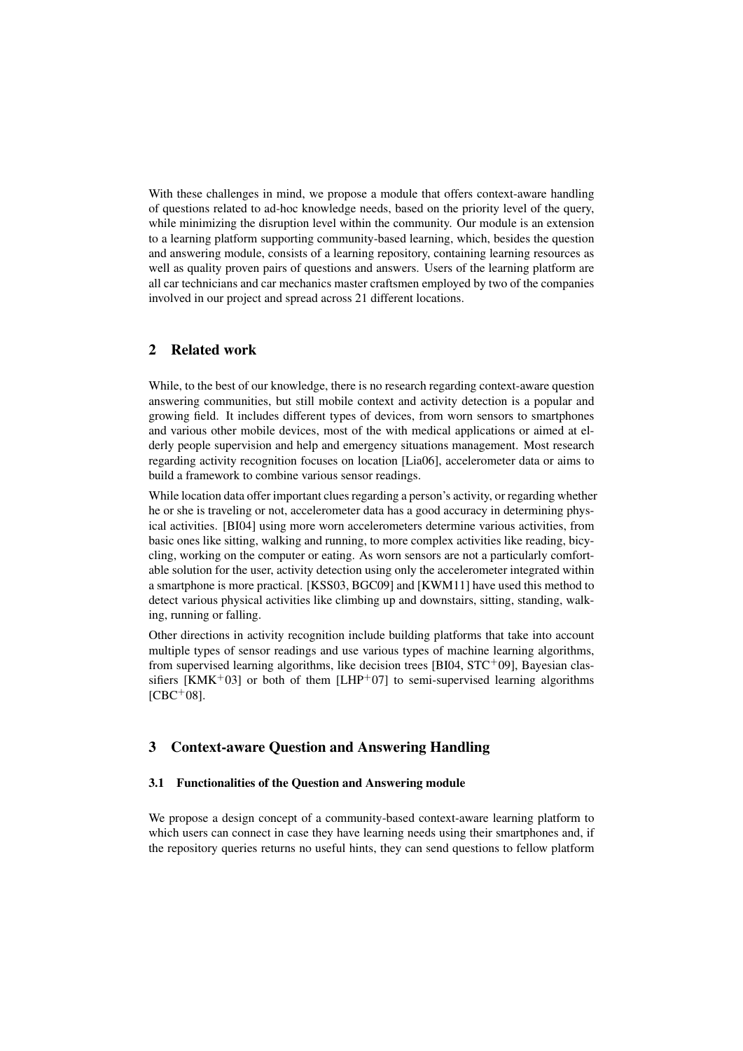With these challenges in mind, we propose a module that offers context-aware handling of questions related to ad-hoc knowledge needs, based on the priority level of the query, while minimizing the disruption level within the community. Our module is an extension to a learning platform supporting community-based learning, which, besides the question and answering module, consists of a learning repository, containing learning resources as well as quality proven pairs of questions and answers. Users of the learning platform are all car technicians and car mechanics master craftsmen employed by two of the companies involved in our project and spread across 21 different locations.

## 2 Related work

While, to the best of our knowledge, there is no research regarding context-aware question answering communities, but still mobile context and activity detection is a popular and growing field. It includes different types of devices, from worn sensors to smartphones and various other mobile devices, most of the with medical applications or aimed at elderly people supervision and help and emergency situations management. Most research regarding activity recognition focuses on location [Lia06], accelerometer data or aims to build a framework to combine various sensor readings.

While location data offer important clues regarding a person's activity, or regarding whether he or she is traveling or not, accelerometer data has a good accuracy in determining physical activities. [BI04] using more worn accelerometers determine various activities, from basic ones like sitting, walking and running, to more complex activities like reading, bicycling, working on the computer or eating. As worn sensors are not a particularly comfortable solution for the user, activity detection using only the accelerometer integrated within a smartphone is more practical. [KSS03, BGC09] and [KWM11] have used this method to detect various physical activities like climbing up and downstairs, sitting, standing, walking, running or falling.

Other directions in activity recognition include building platforms that take into account multiple types of sensor readings and use various types of machine learning algorithms, from supervised learning algorithms, like decision trees [BI04, STC+09], Bayesian classifiers [KMK+03] or both of them [LHP+07] to semi-supervised learning algorithms [CBC+08].

## 3 Context-aware Question and Answering Handling

### 3.1 Functionalities of the Question and Answering module

We propose a design concept of a community-based context-aware learning platform to which users can connect in case they have learning needs using their smartphones and, if the repository queries returns no useful hints, they can send questions to fellow platform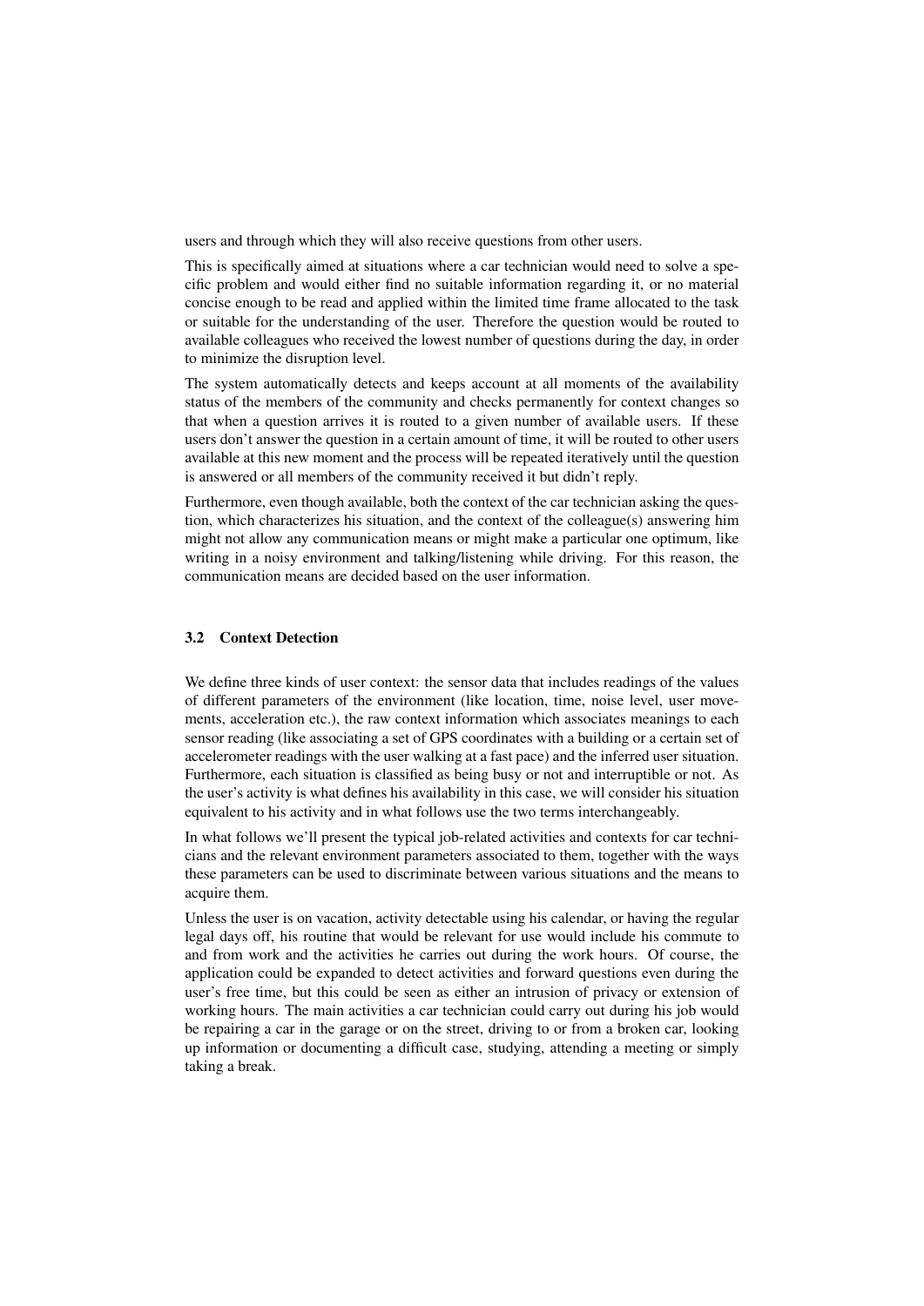users and through which they will also receive questions from other users.

This is specifically aimed at situations where a car technician would need to solve a specific problem and would either find no suitable information regarding it, or no material concise enough to be read and applied within the limited time frame allocated to the task or suitable for the understanding of the user. Therefore the question would be routed to available colleagues who received the lowest number of questions during the day, in order to minimize the disruption level.

The system automatically detects and keeps account at all moments of the availability status of the members of the community and checks permanently for context changes so that when a question arrives it is routed to a given number of available users. If these users don't answer the question in a certain amount of time, it will be routed to other users available at this new moment and the process will be repeated iteratively until the question is answered or all members of the community received it but didn't reply.

Furthermore, even though available, both the context of the car technician asking the question, which characterizes his situation, and the context of the colleague(s) answering him might not allow any communication means or might make a particular one optimum, like writing in a noisy environment and talking/listening while driving. For this reason, the communication means are decided based on the user information.

### 3.2 Context Detection

We define three kinds of user context: the sensor data that includes readings of the values of different parameters of the environment (like location, time, noise level, user movements, acceleration etc.), the raw context information which associates meanings to each sensor reading (like associating a set of GPS coordinates with a building or a certain set of accelerometer readings with the user walking at a fast pace) and the inferred user situation. Furthermore, each situation is classified as being busy or not and interruptible or not. As the user's activity is what defines his availability in this case, we will consider his situation equivalent to his activity and in what follows use the two terms interchangeably.

In what follows we'll present the typical job-related activities and contexts for car technicians and the relevant environment parameters associated to them, together with the ways these parameters can be used to discriminate between various situations and the means to acquire them.

Unless the user is on vacation, activity detectable using his calendar, or having the regular legal days off, his routine that would be relevant for use would include his commute to and from work and the activities he carries out during the work hours. Of course, the application could be expanded to detect activities and forward questions even during the user's free time, but this could be seen as either an intrusion of privacy or extension of working hours. The main activities a car technician could carry out during his job would be repairing a car in the garage or on the street, driving to or from a broken car, looking up information or documenting a difficult case, studying, attending a meeting or simply taking a break.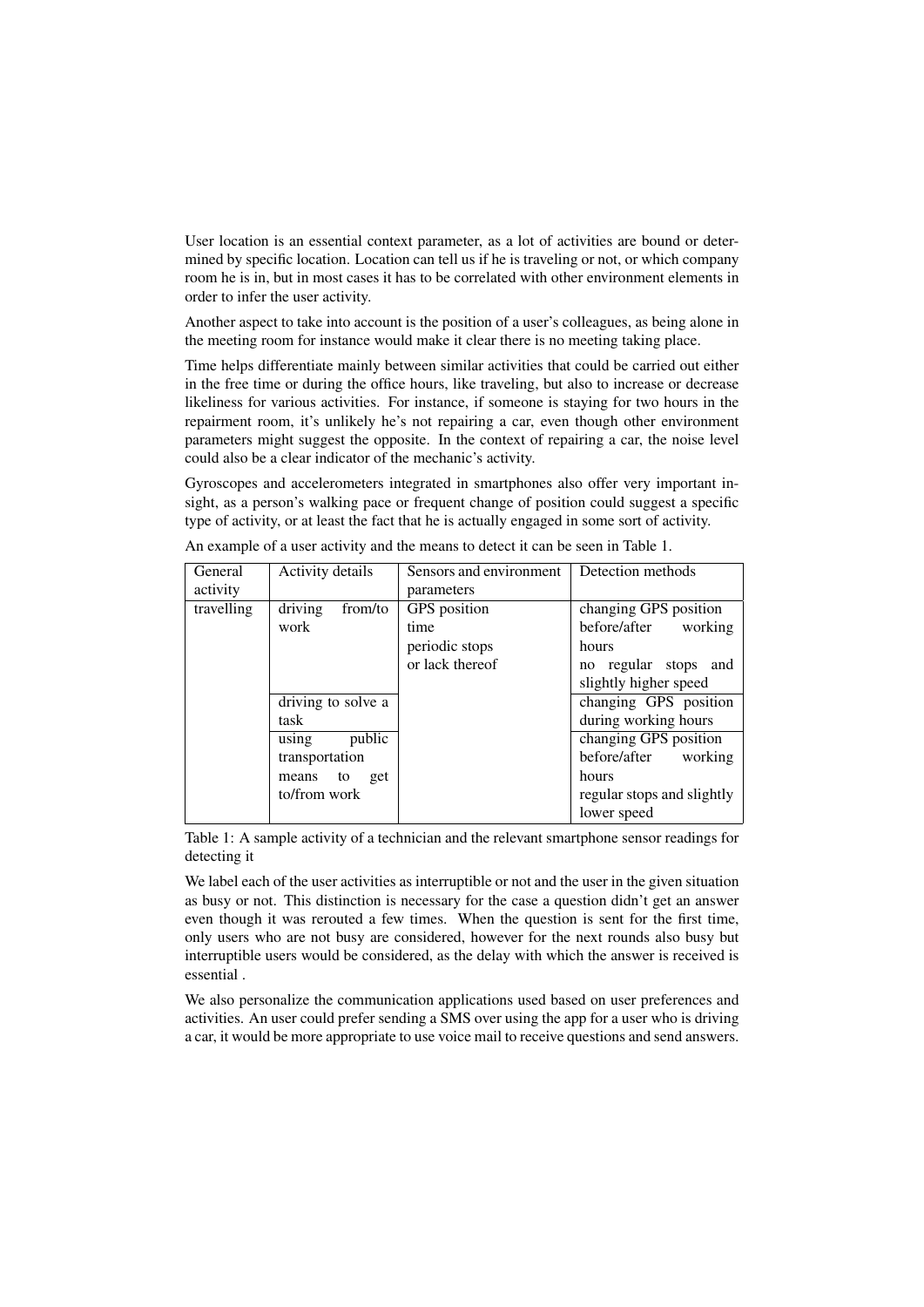User location is an essential context parameter, as a lot of activities are bound or determined by specific location. Location can tell us if he is traveling or not, or which company room he is in, but in most cases it has to be correlated with other environment elements in order to infer the user activity.

Another aspect to take into account is the position of a user's colleagues, as being alone in the meeting room for instance would make it clear there is no meeting taking place.

Time helps differentiate mainly between similar activities that could be carried out either in the free time or during the office hours, like traveling, but also to increase or decrease likeliness for various activities. For instance, if someone is staying for two hours in the repairment room, it's unlikely he's not repairing a car, even though other environment parameters might suggest the opposite. In the context of repairing a car, the noise level could also be a clear indicator of the mechanic's activity.

Gyroscopes and accelerometers integrated in smartphones also offer very important insight, as a person's walking pace or frequent change of position could suggest a specific type of activity, or at least the fact that he is actually engaged in some sort of activity.

An example of a user activity and the means to detect it can be seen in Table 1.

| General activity | Activity details | Sensors and environment parameters | Detection methods |
|---|---|---|---|
| travelling | driving from/to work | GPS position<br>time<br>periodic stops<br>or lack thereof | changing GPS position before/after working hours<br>no regular stops and slightly higher speed |
| | driving to solve a task | | changing GPS position during working hours |
| | using public transportation means to get to/from work | | changing GPS position before/after working hours<br>regular stops and slightly lower speed |

Table 1: A sample activity of a technician and the relevant smartphone sensor readings for detecting it

We label each of the user activities as interruptible or not and the user in the given situation as busy or not. This distinction is necessary for the case a question didn't get an answer even though it was rerouted a few times. When the question is sent for the first time, only users who are not busy are considered, however for the next rounds also busy but interruptible users would be considered, as the delay with which the answer is received is essential .

We also personalize the communication applications used based on user preferences and activities. An user could prefer sending a SMS over using the app for a user who is driving a car, it would be more appropriate to use voice mail to receive questions and send answers.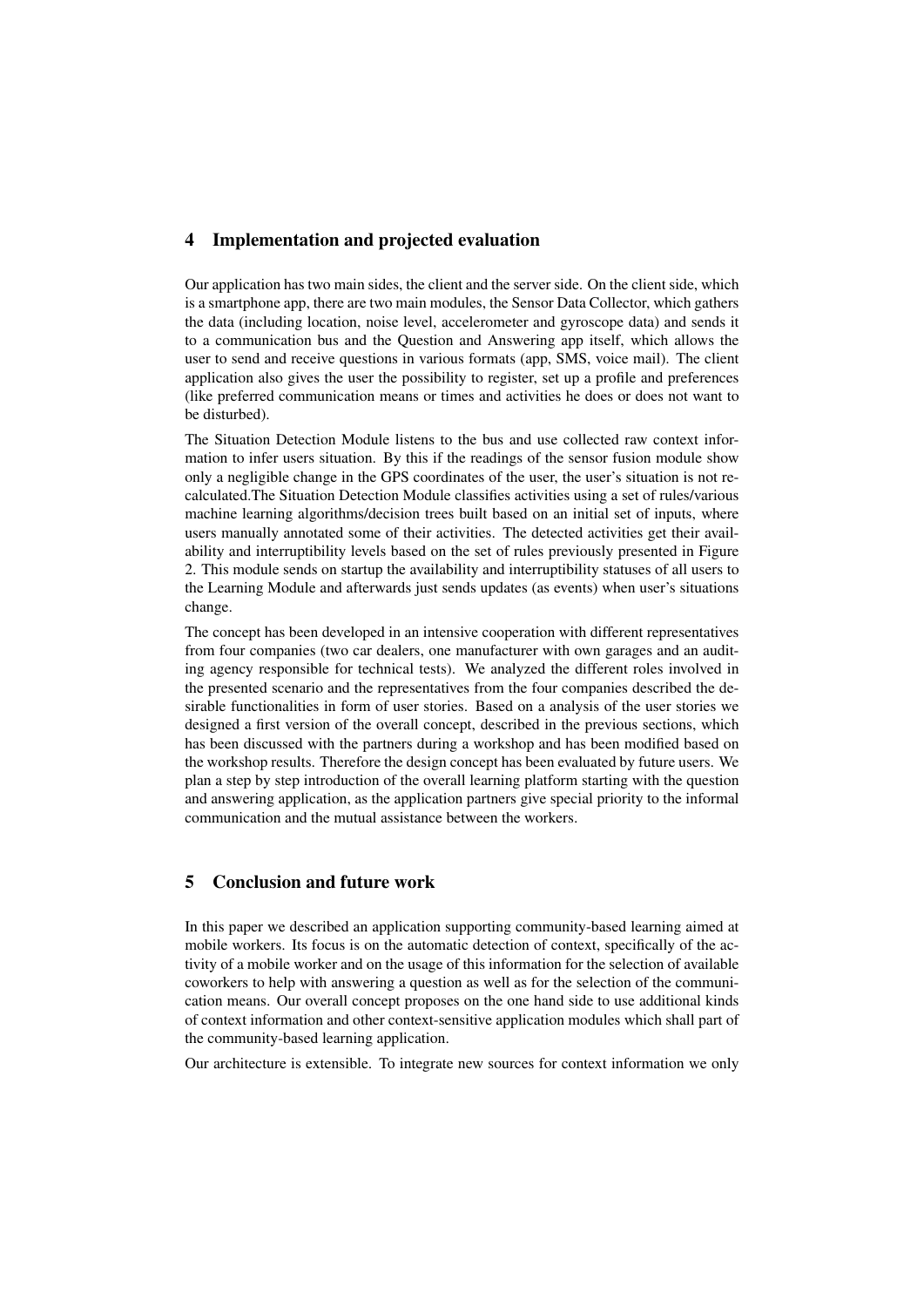## 4 Implementation and projected evaluation

Our application has two main sides, the client and the server side. On the client side, which is a smartphone app, there are two main modules, the Sensor Data Collector, which gathers the data (including location, noise level, accelerometer and gyroscope data) and sends it to a communication bus and the Question and Answering app itself, which allows the user to send and receive questions in various formats (app, SMS, voice mail). The client application also gives the user the possibility to register, set up a profile and preferences (like preferred communication means or times and activities he does or does not want to be disturbed).

The Situation Detection Module listens to the bus and use collected raw context information to infer users situation. By this if the readings of the sensor fusion module show only a negligible change in the GPS coordinates of the user, the user's situation is not recalculated.The Situation Detection Module classifies activities using a set of rules/various machine learning algorithms/decision trees built based on an initial set of inputs, where users manually annotated some of their activities. The detected activities get their availability and interruptibility levels based on the set of rules previously presented in Figure 2. This module sends on startup the availability and interruptibility statuses of all users to the Learning Module and afterwards just sends updates (as events) when user's situations change.

The concept has been developed in an intensive cooperation with different representatives from four companies (two car dealers, one manufacturer with own garages and an auditing agency responsible for technical tests). We analyzed the different roles involved in the presented scenario and the representatives from the four companies described the desirable functionalities in form of user stories. Based on a analysis of the user stories we designed a first version of the overall concept, described in the previous sections, which has been discussed with the partners during a workshop and has been modified based on the workshop results. Therefore the design concept has been evaluated by future users. We plan a step by step introduction of the overall learning platform starting with the question and answering application, as the application partners give special priority to the informal communication and the mutual assistance between the workers.

## 5 Conclusion and future work

In this paper we described an application supporting community-based learning aimed at mobile workers. Its focus is on the automatic detection of context, specifically of the activity of a mobile worker and on the usage of this information for the selection of available coworkers to help with answering a question as well as for the selection of the communication means. Our overall concept proposes on the one hand side to use additional kinds of context information and other context-sensitive application modules which shall part of the community-based learning application.

Our architecture is extensible. To integrate new sources for context information we only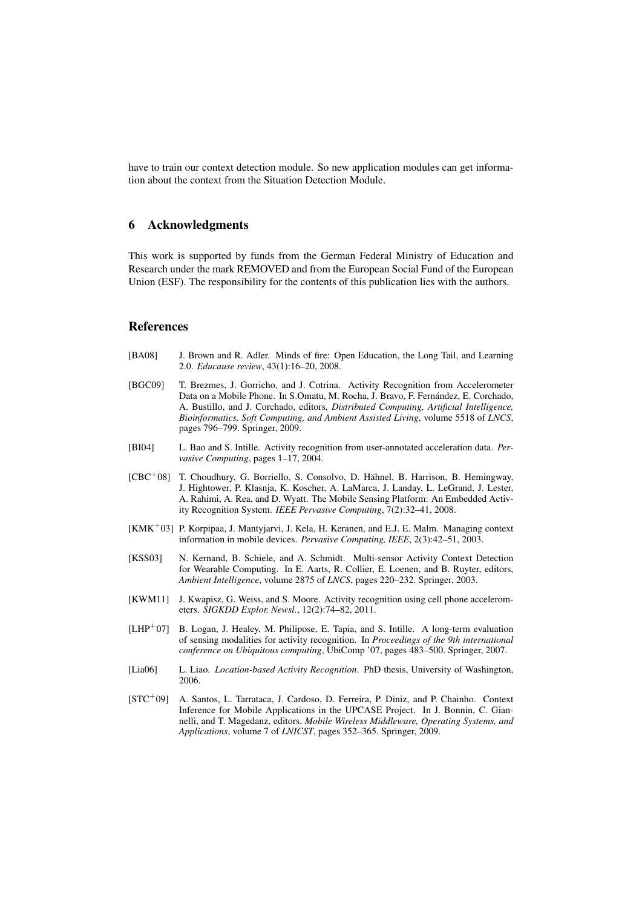have to train our context detection module. So new application modules can get information about the context from the Situation Detection Module.

## 6 Acknowledgments

This work is supported by funds from the German Federal Ministry of Education and Research under the mark REMOVED and from the European Social Fund of the European Union (ESF). The responsibility for the contents of this publication lies with the authors.

## References

[BA08] J. Brown and R. Adler. Minds of fire: Open Education, the Long Tail, and Learning 2.0. *Educause review*, 43(1):16–20, 2008.

[BGC09] T. Brezmes, J. Gorricho, and J. Cotrina. Activity Recognition from Accelerometer Data on a Mobile Phone. In S.Omatu, M. Rocha, J. Bravo, F. Fernández, E. Corchado, A. Bustillo, and J. Corchado, editors, *Distributed Computing, Artificial Intelligence, Bioinformatics, Soft Computing, and Ambient Assisted Living*, volume 5518 of *LNCS*, pages 796–799. Springer, 2009.

[BI04] L. Bao and S. Intille. Activity recognition from user-annotated acceleration data. *Pervasive Computing*, pages 1–17, 2004.

[CBC+08] T. Choudhury, G. Borriello, S. Consolvo, D. Hähnel, B. Harrison, B. Hemingway, J. Hightower, P. Klasnja, K. Koscher, A. LaMarca, J. Landay, L. LeGrand, J. Lester, A. Rahimi, A. Rea, and D. Wyatt. The Mobile Sensing Platform: An Embedded Activity Recognition System. *IEEE Pervasive Computing*, 7(2):32–41, 2008.

[KMK+03] P. Korpipaa, J. Mantyjarvi, J. Kela, H. Keranen, and E.J. E. Malm. Managing context information in mobile devices. *Pervasive Computing, IEEE*, 2(3):42–51, 2003.

[KSS03] N. Kernand, B. Schiele, and A. Schmidt. Multi-sensor Activity Context Detection for Wearable Computing. In E. Aarts, R. Collier, E. Loenen, and B. Ruyter, editors, *Ambient Intelligence*, volume 2875 of *LNCS*, pages 220–232. Springer, 2003.

[KWM11] J. Kwapisz, G. Weiss, and S. Moore. Activity recognition using cell phone accelerometers. *SIGKDD Explor. Newsl.*, 12(2):74–82, 2011.

[LHP+07] B. Logan, J. Healey, M. Philipose, E. Tapia, and S. Intille. A long-term evaluation of sensing modalities for activity recognition. In *Proceedings of the 9th international conference on Ubiquitous computing*, UbiComp '07, pages 483–500. Springer, 2007.

[Lia06] L. Liao. *Location-based Activity Recognition*. PhD thesis, University of Washington, 2006.

[STC+09] A. Santos, L. Tarrataca, J. Cardoso, D. Ferreira, P. Diniz, and P. Chainho. Context Inference for Mobile Applications in the UPCASE Project. In J. Bonnin, C. Giannelli, and T. Magedanz, editors, *Mobile Wireless Middleware, Operating Systems, and Applications*, volume 7 of *LNICST*, pages 352–365. Springer, 2009.